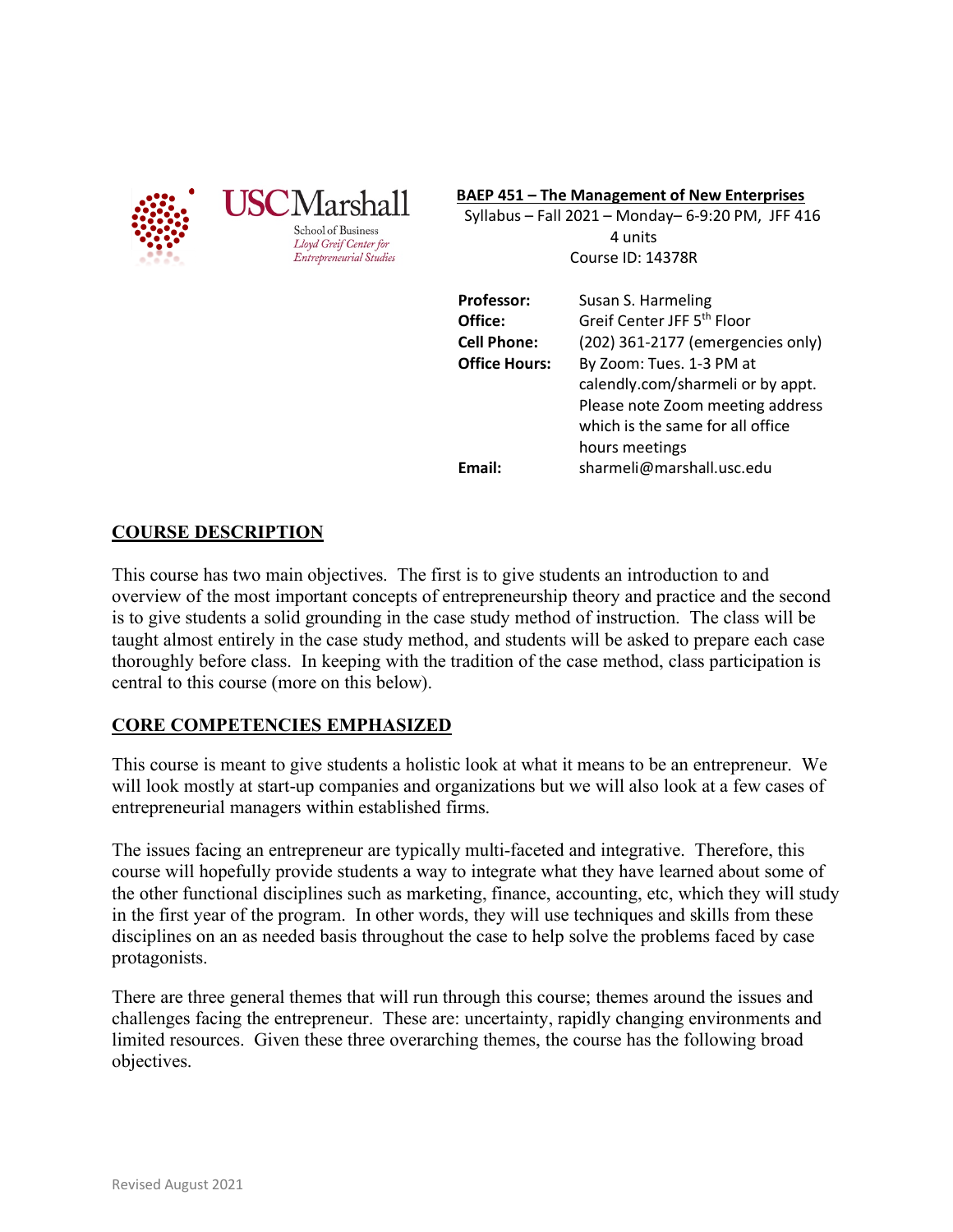USC Marshall School of Business
Lloyd Greif Center for Entrepreneurial Studies

**BAEP 451 – The Management of New Enterprises**
Syllabus – Fall 2021 – Monday– 6-9:20 PM, JFF 416
4 units
Course ID: 14378R

| | |
|---|---|
| **Professor:** | Susan S. Harmeling |
| **Office:** | Greif Center JFF 5th Floor |
| **Cell Phone:** | (202) 361-2177 (emergencies only) |
| **Office Hours:** | By Zoom: Tues. 1-3 PM at calendly.com/sharmeli or by appt. Please note Zoom meeting address which is the same for all office hours meetings |
| **Email:** | sharmeli@marshall.usc.edu |

## COURSE DESCRIPTION

This course has two main objectives. The first is to give students an introduction to and overview of the most important concepts of entrepreneurship theory and practice and the second is to give students a solid grounding in the case study method of instruction. The class will be taught almost entirely in the case study method, and students will be asked to prepare each case thoroughly before class. In keeping with the tradition of the case method, class participation is central to this course (more on this below).

## CORE COMPETENCIES EMPHASIZED

This course is meant to give students a holistic look at what it means to be an entrepreneur. We will look mostly at start-up companies and organizations but we will also look at a few cases of entrepreneurial managers within established firms.

The issues facing an entrepreneur are typically multi-faceted and integrative. Therefore, this course will hopefully provide students a way to integrate what they have learned about some of the other functional disciplines such as marketing, finance, accounting, etc, which they will study in the first year of the program. In other words, they will use techniques and skills from these disciplines on an as needed basis throughout the case to help solve the problems faced by case protagonists.

There are three general themes that will run through this course; themes around the issues and challenges facing the entrepreneur. These are: uncertainty, rapidly changing environments and limited resources. Given these three overarching themes, the course has the following broad objectives.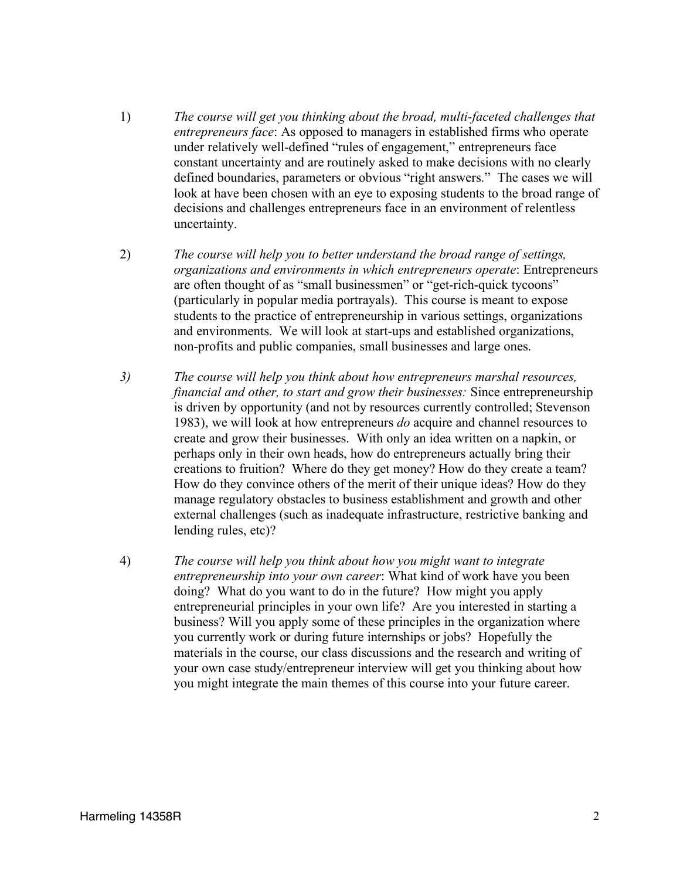1) *The course will get you thinking about the broad, multi-faceted challenges that entrepreneurs face*: As opposed to managers in established firms who operate under relatively well-defined "rules of engagement," entrepreneurs face constant uncertainty and are routinely asked to make decisions with no clearly defined boundaries, parameters or obvious "right answers." The cases we will look at have been chosen with an eye to exposing students to the broad range of decisions and challenges entrepreneurs face in an environment of relentless uncertainty.

2) *The course will help you to better understand the broad range of settings, organizations and environments in which entrepreneurs operate*: Entrepreneurs are often thought of as "small businessmen" or "get-rich-quick tycoons" (particularly in popular media portrayals). This course is meant to expose students to the practice of entrepreneurship in various settings, organizations and environments. We will look at start-ups and established organizations, non-profits and public companies, small businesses and large ones.

*3) The course will help you think about how entrepreneurs marshal resources, financial and other, to start and grow their businesses:* Since entrepreneurship is driven by opportunity (and not by resources currently controlled; Stevenson 1983), we will look at how entrepreneurs *do* acquire and channel resources to create and grow their businesses. With only an idea written on a napkin, or perhaps only in their own heads, how do entrepreneurs actually bring their creations to fruition? Where do they get money? How do they create a team? How do they convince others of the merit of their unique ideas? How do they manage regulatory obstacles to business establishment and growth and other external challenges (such as inadequate infrastructure, restrictive banking and lending rules, etc)?

4) *The course will help you think about how you might want to integrate entrepreneurship into your own career*: What kind of work have you been doing? What do you want to do in the future? How might you apply entrepreneurial principles in your own life? Are you interested in starting a business? Will you apply some of these principles in the organization where you currently work or during future internships or jobs? Hopefully the materials in the course, our class discussions and the research and writing of your own case study/entrepreneur interview will get you thinking about how you might integrate the main themes of this course into your future career.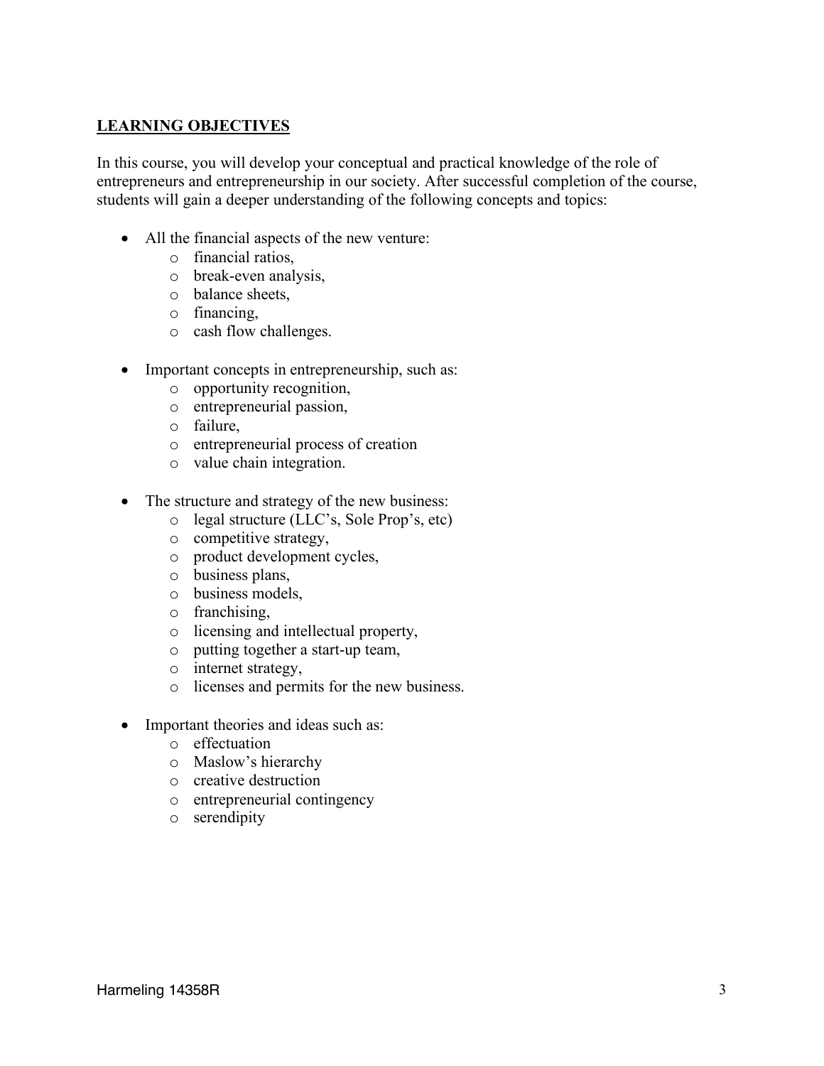## LEARNING OBJECTIVES

In this course, you will develop your conceptual and practical knowledge of the role of entrepreneurs and entrepreneurship in our society. After successful completion of the course, students will gain a deeper understanding of the following concepts and topics:

- All the financial aspects of the new venture:
  - financial ratios,
  - break-even analysis,
  - balance sheets,
  - financing,
  - cash flow challenges.

- Important concepts in entrepreneurship, such as:
  - opportunity recognition,
  - entrepreneurial passion,
  - failure,
  - entrepreneurial process of creation
  - value chain integration.

- The structure and strategy of the new business:
  - legal structure (LLC's, Sole Prop's, etc)
  - competitive strategy,
  - product development cycles,
  - business plans,
  - business models,
  - franchising,
  - licensing and intellectual property,
  - putting together a start-up team,
  - internet strategy,
  - licenses and permits for the new business.

- Important theories and ideas such as:
  - effectuation
  - Maslow's hierarchy
  - creative destruction
  - entrepreneurial contingency
  - serendipity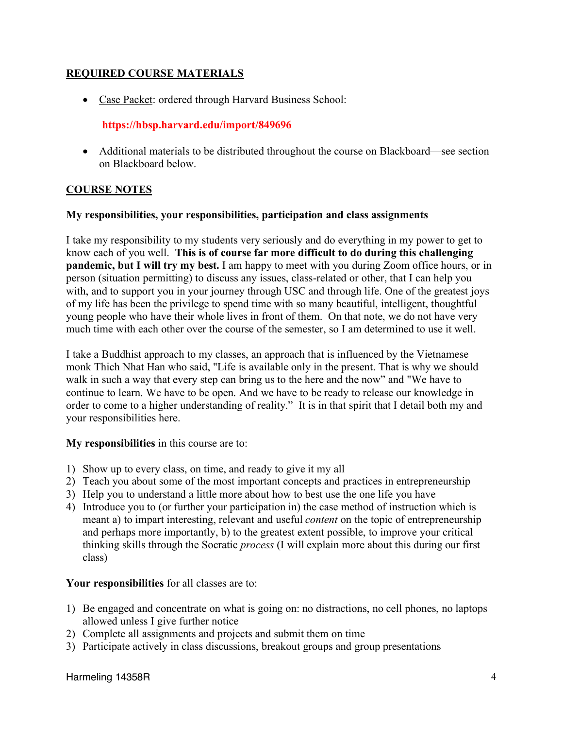## REQUIRED COURSE MATERIALS

- Case Packet: ordered through Harvard Business School:

  **https://hbsp.harvard.edu/import/849696**

- Additional materials to be distributed throughout the course on Blackboard—see section on Blackboard below.

## COURSE NOTES

**My responsibilities, your responsibilities, participation and class assignments**

I take my responsibility to my students very seriously and do everything in my power to get to know each of you well. **This is of course far more difficult to do during this challenging pandemic, but I will try my best.** I am happy to meet with you during Zoom office hours, or in person (situation permitting) to discuss any issues, class-related or other, that I can help you with, and to support you in your journey through USC and through life. One of the greatest joys of my life has been the privilege to spend time with so many beautiful, intelligent, thoughtful young people who have their whole lives in front of them. On that note, we do not have very much time with each other over the course of the semester, so I am determined to use it well.

I take a Buddhist approach to my classes, an approach that is influenced by the Vietnamese monk Thich Nhat Han who said, "Life is available only in the present. That is why we should walk in such a way that every step can bring us to the here and the now" and "We have to continue to learn. We have to be open. And we have to be ready to release our knowledge in order to come to a higher understanding of reality." It is in that spirit that I detail both my and your responsibilities here.

**My responsibilities** in this course are to:

1) Show up to every class, on time, and ready to give it my all
2) Teach you about some of the most important concepts and practices in entrepreneurship
3) Help you to understand a little more about how to best use the one life you have
4) Introduce you to (or further your participation in) the case method of instruction which is meant a) to impart interesting, relevant and useful *content* on the topic of entrepreneurship and perhaps more importantly, b) to the greatest extent possible, to improve your critical thinking skills through the Socratic *process* (I will explain more about this during our first class)

**Your responsibilities** for all classes are to:

1) Be engaged and concentrate on what is going on: no distractions, no cell phones, no laptops allowed unless I give further notice
2) Complete all assignments and projects and submit them on time
3) Participate actively in class discussions, breakout groups and group presentations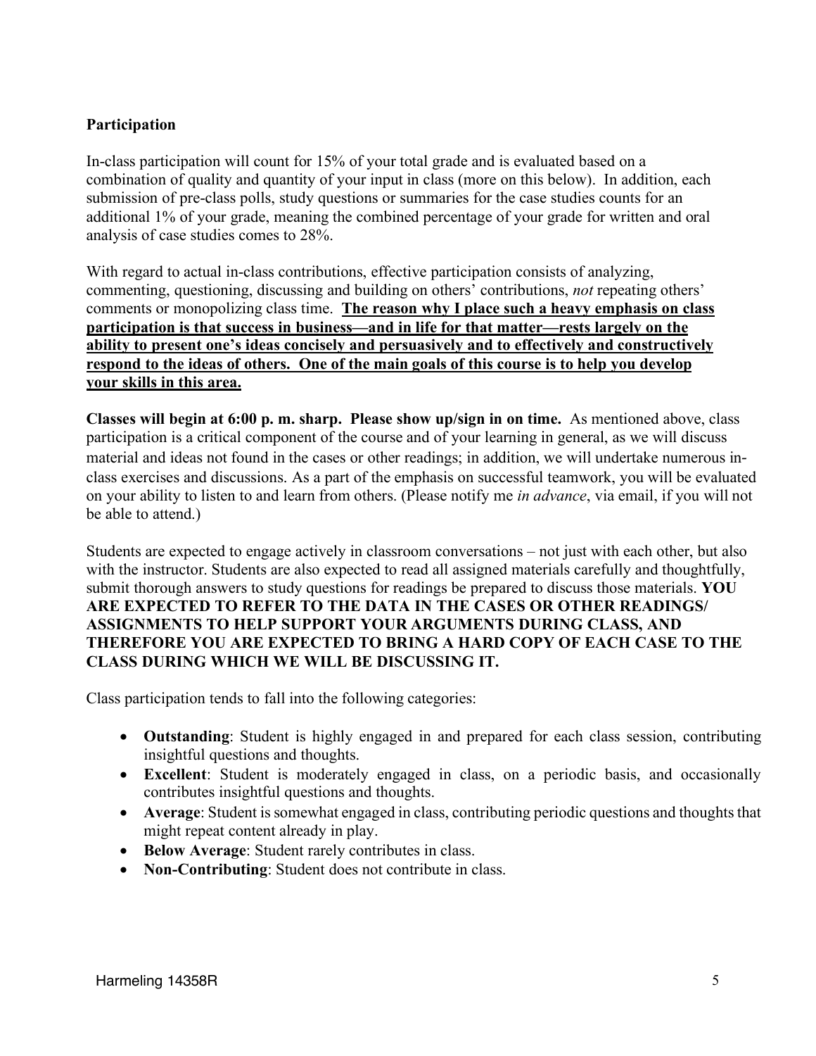**Participation**

In-class participation will count for 15% of your total grade and is evaluated based on a combination of quality and quantity of your input in class (more on this below). In addition, each submission of pre-class polls, study questions or summaries for the case studies counts for an additional 1% of your grade, meaning the combined percentage of your grade for written and oral analysis of case studies comes to 28%.

With regard to actual in-class contributions, effective participation consists of analyzing, commenting, questioning, discussing and building on others' contributions, *not* repeating others' comments or monopolizing class time. **<u>The reason why I place such a heavy emphasis on class participation is that success in business—and in life for that matter—rests largely on the ability to present one's ideas concisely and persuasively and to effectively and constructively respond to the ideas of others. One of the main goals of this course is to help you develop your skills in this area.</u>**

**Classes will begin at 6:00 p. m. sharp. Please show up/sign in on time.** As mentioned above, class participation is a critical component of the course and of your learning in general, as we will discuss material and ideas not found in the cases or other readings; in addition, we will undertake numerous in-class exercises and discussions. As a part of the emphasis on successful teamwork, you will be evaluated on your ability to listen to and learn from others. (Please notify me *in advance*, via email, if you will not be able to attend.)

Students are expected to engage actively in classroom conversations – not just with each other, but also with the instructor. Students are also expected to read all assigned materials carefully and thoughtfully, submit thorough answers to study questions for readings be prepared to discuss those materials. **YOU ARE EXPECTED TO REFER TO THE DATA IN THE CASES OR OTHER READINGS/ ASSIGNMENTS TO HELP SUPPORT YOUR ARGUMENTS DURING CLASS, AND THEREFORE YOU ARE EXPECTED TO BRING A HARD COPY OF EACH CASE TO THE CLASS DURING WHICH WE WILL BE DISCUSSING IT.**

Class participation tends to fall into the following categories:

- **Outstanding**: Student is highly engaged in and prepared for each class session, contributing insightful questions and thoughts.
- **Excellent**: Student is moderately engaged in class, on a periodic basis, and occasionally contributes insightful questions and thoughts.
- **Average**: Student is somewhat engaged in class, contributing periodic questions and thoughts that might repeat content already in play.
- **Below Average**: Student rarely contributes in class.
- **Non-Contributing**: Student does not contribute in class.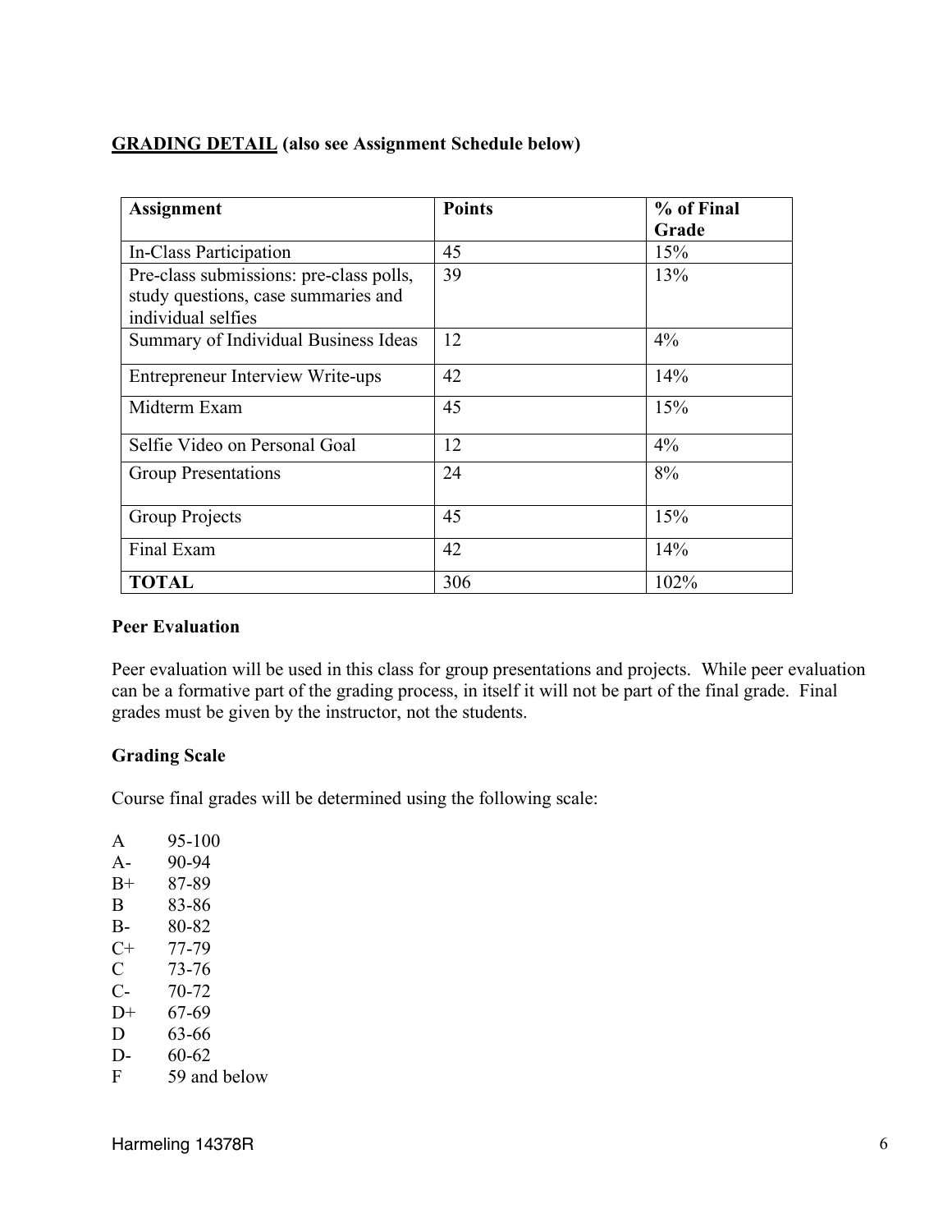**GRADING DETAIL (also see Assignment Schedule below)**

| Assignment | Points | % of Final Grade |
|---|---|---|
| In-Class Participation | 45 | 15% |
| Pre-class submissions: pre-class polls, study questions, case summaries and individual selfies | 39 | 13% |
| Summary of Individual Business Ideas | 12 | 4% |
| Entrepreneur Interview Write-ups | 42 | 14% |
| Midterm Exam | 45 | 15% |
| Selfie Video on Personal Goal | 12 | 4% |
| Group Presentations | 24 | 8% |
| Group Projects | 45 | 15% |
| Final Exam | 42 | 14% |
| **TOTAL** | 306 | 102% |

**Peer Evaluation**

Peer evaluation will be used in this class for group presentations and projects. While peer evaluation can be a formative part of the grading process, in itself it will not be part of the final grade. Final grades must be given by the instructor, not the students.

**Grading Scale**

Course final grades will be determined using the following scale:

A 95-100
A- 90-94
B+ 87-89
B 83-86
B- 80-82
C+ 77-79
C 73-76
C- 70-72
D+ 67-69
D 63-66
D- 60-62
F 59 and below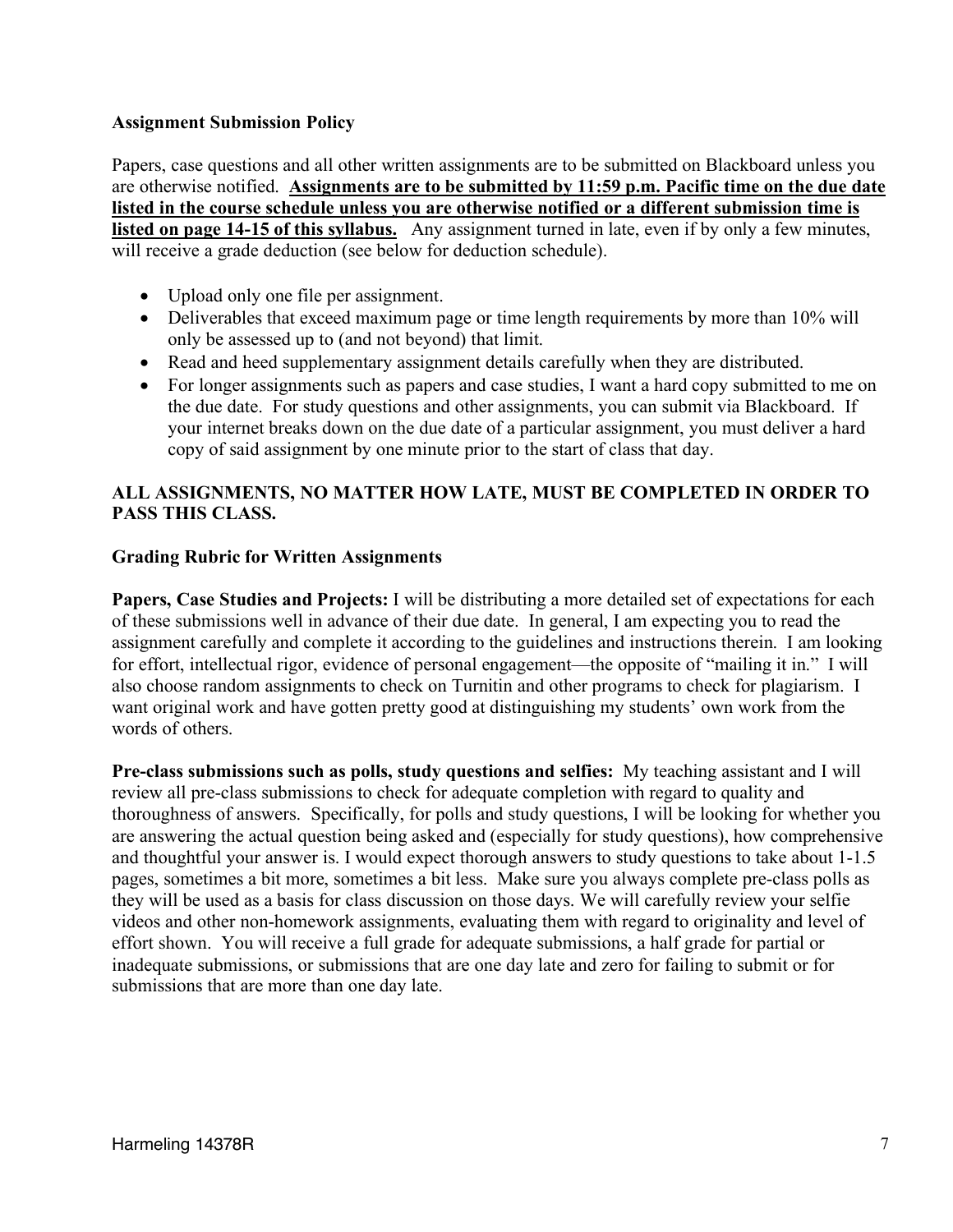### Assignment Submission Policy

Papers, case questions and all other written assignments are to be submitted on Blackboard unless you are otherwise notified. **Assignments are to be submitted by 11:59 p.m. Pacific time on the due date listed in the course schedule unless you are otherwise notified or a different submission time is listed on page 14-15 of this syllabus.** Any assignment turned in late, even if by only a few minutes, will receive a grade deduction (see below for deduction schedule).

- Upload only one file per assignment.
- Deliverables that exceed maximum page or time length requirements by more than 10% will only be assessed up to (and not beyond) that limit.
- Read and heed supplementary assignment details carefully when they are distributed.
- For longer assignments such as papers and case studies, I want a hard copy submitted to me on the due date. For study questions and other assignments, you can submit via Blackboard. If your internet breaks down on the due date of a particular assignment, you must deliver a hard copy of said assignment by one minute prior to the start of class that day.

**ALL ASSIGNMENTS, NO MATTER HOW LATE, MUST BE COMPLETED IN ORDER TO PASS THIS CLASS.**

### Grading Rubric for Written Assignments

**Papers, Case Studies and Projects:** I will be distributing a more detailed set of expectations for each of these submissions well in advance of their due date. In general, I am expecting you to read the assignment carefully and complete it according to the guidelines and instructions therein. I am looking for effort, intellectual rigor, evidence of personal engagement—the opposite of "mailing it in." I will also choose random assignments to check on Turnitin and other programs to check for plagiarism. I want original work and have gotten pretty good at distinguishing my students' own work from the words of others.

**Pre-class submissions such as polls, study questions and selfies:** My teaching assistant and I will review all pre-class submissions to check for adequate completion with regard to quality and thoroughness of answers. Specifically, for polls and study questions, I will be looking for whether you are answering the actual question being asked and (especially for study questions), how comprehensive and thoughtful your answer is. I would expect thorough answers to study questions to take about 1-1.5 pages, sometimes a bit more, sometimes a bit less. Make sure you always complete pre-class polls as they will be used as a basis for class discussion on those days. We will carefully review your selfie videos and other non-homework assignments, evaluating them with regard to originality and level of effort shown. You will receive a full grade for adequate submissions, a half grade for partial or inadequate submissions, or submissions that are one day late and zero for failing to submit or for submissions that are more than one day late.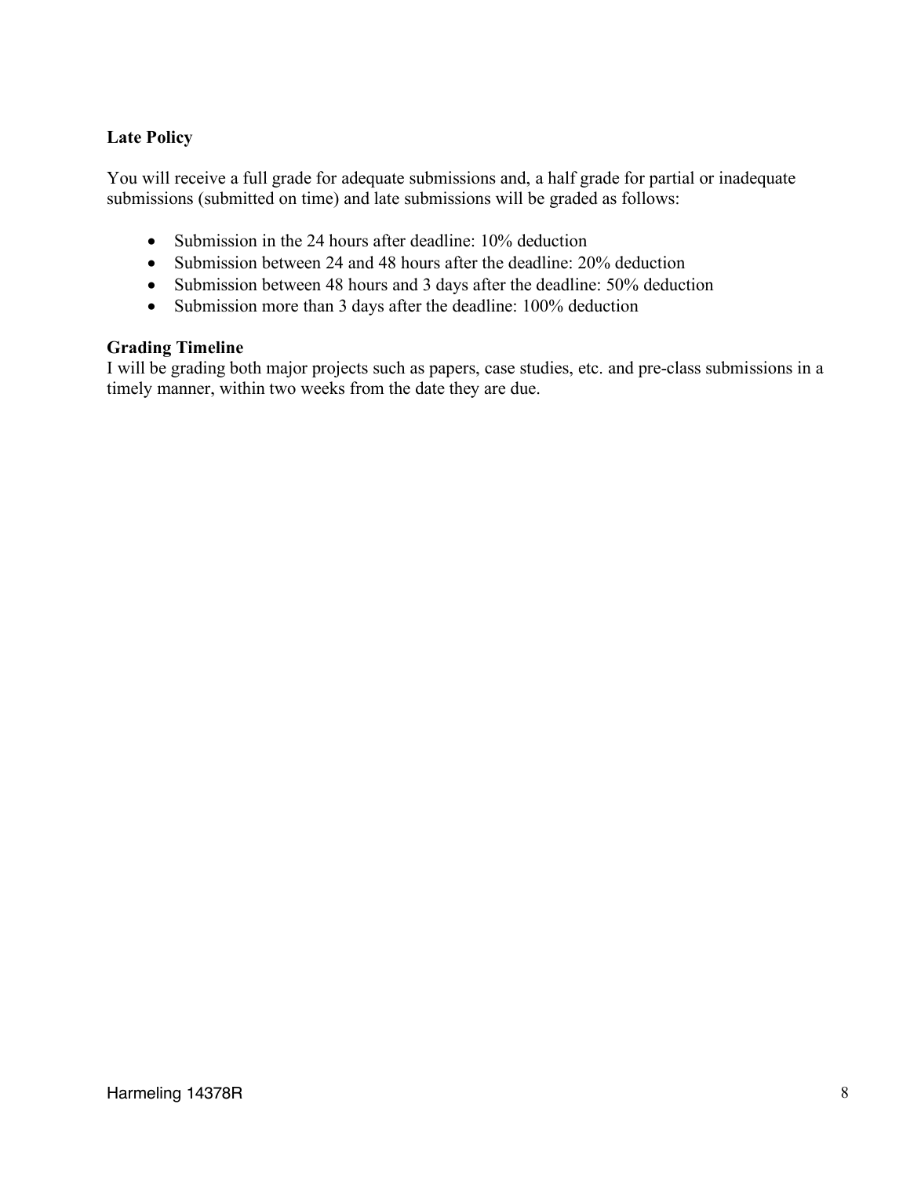**Late Policy**

You will receive a full grade for adequate submissions and, a half grade for partial or inadequate submissions (submitted on time) and late submissions will be graded as follows:

- Submission in the 24 hours after deadline: 10% deduction
- Submission between 24 and 48 hours after the deadline: 20% deduction
- Submission between 48 hours and 3 days after the deadline: 50% deduction
- Submission more than 3 days after the deadline: 100% deduction

**Grading Timeline**

I will be grading both major projects such as papers, case studies, etc. and pre-class submissions in a timely manner, within two weeks from the date they are due.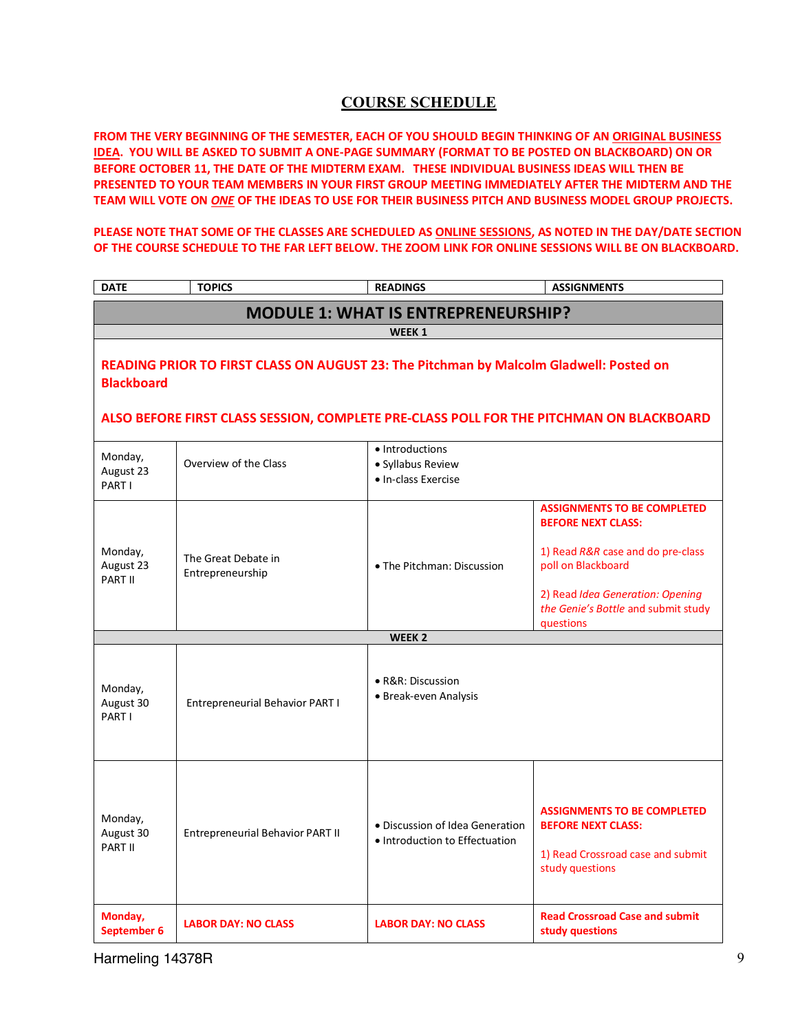# COURSE SCHEDULE

**FROM THE VERY BEGINNING OF THE SEMESTER, EACH OF YOU SHOULD BEGIN THINKING OF AN ORIGINAL BUSINESS IDEA. YOU WILL BE ASKED TO SUBMIT A ONE-PAGE SUMMARY (FORMAT TO BE POSTED ON BLACKBOARD) ON OR BEFORE OCTOBER 11, THE DATE OF THE MIDTERM EXAM. THESE INDIVIDUAL BUSINESS IDEAS WILL THEN BE PRESENTED TO YOUR TEAM MEMBERS IN YOUR FIRST GROUP MEETING IMMEDIATELY AFTER THE MIDTERM AND THE TEAM WILL VOTE ON *ONE* OF THE IDEAS TO USE FOR THEIR BUSINESS PITCH AND BUSINESS MODEL GROUP PROJECTS.**

**PLEASE NOTE THAT SOME OF THE CLASSES ARE SCHEDULED AS ONLINE SESSIONS, AS NOTED IN THE DAY/DATE SECTION OF THE COURSE SCHEDULE TO THE FAR LEFT BELOW. THE ZOOM LINK FOR ONLINE SESSIONS WILL BE ON BLACKBOARD.**

| DATE | TOPICS | READINGS | ASSIGNMENTS |
|---|---|---|---|
| **MODULE 1: WHAT IS ENTREPRENEURSHIP?** | | | |
| **WEEK 1** | | | |
| **READING PRIOR TO FIRST CLASS ON AUGUST 23: The Pitchman by Malcolm Gladwell: Posted on Blackboard** <br> **ALSO BEFORE FIRST CLASS SESSION, COMPLETE PRE-CLASS POLL FOR THE PITCHMAN ON BLACKBOARD** | | | |
| Monday, August 23 PART I | Overview of the Class | • Introductions<br>• Syllabus Review<br>• In-class Exercise | |
| Monday, August 23 PART II | The Great Debate in Entrepreneurship | • The Pitchman: Discussion | **ASSIGNMENTS TO BE COMPLETED BEFORE NEXT CLASS:**<br>1) Read *R&R* case and do pre-class poll on Blackboard<br>2) Read *Idea Generation: Opening the Genie's Bottle* and submit study questions |
| **WEEK 2** | | | |
| Monday, August 30 PART I | Entrepreneurial Behavior PART I | • R&R: Discussion<br>• Break-even Analysis | |
| Monday, August 30 PART II | Entrepreneurial Behavior PART II | • Discussion of Idea Generation<br>• Introduction to Effectuation | **ASSIGNMENTS TO BE COMPLETED BEFORE NEXT CLASS:**<br>1) Read Crossroad case and submit study questions |
| **Monday, September 6** | **LABOR DAY: NO CLASS** | **LABOR DAY: NO CLASS** | **Read Crossroad Case and submit study questions** |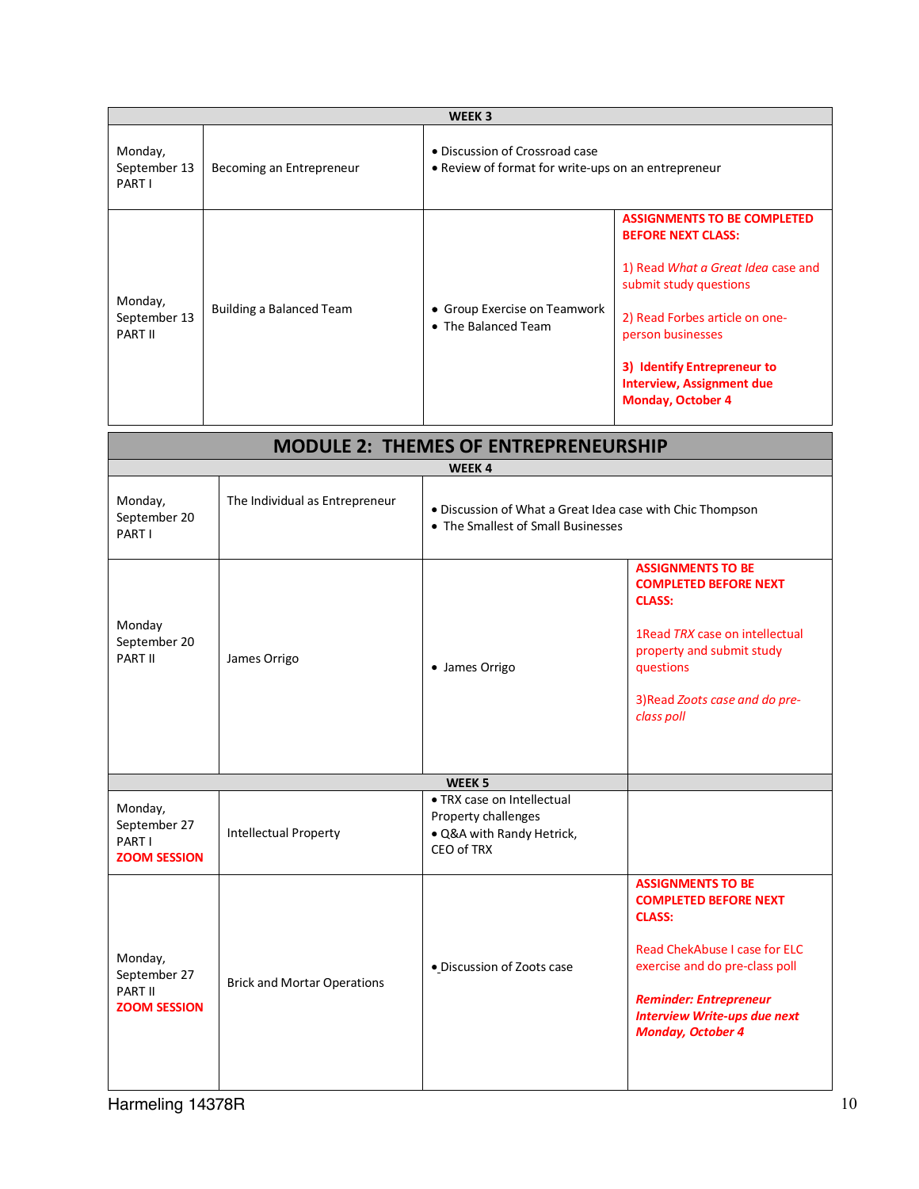| WEEK 3 | | | |
|---|---|---|---|
| Monday, September 13 PART I | Becoming an Entrepreneur | • Discussion of Crossroad case<br>• Review of format for write-ups on an entrepreneur | |
| Monday, September 13 PART II | Building a Balanced Team | • Group Exercise on Teamwork<br>• The Balanced Team | **ASSIGNMENTS TO BE COMPLETED BEFORE NEXT CLASS:**<br><br>1) Read *What a Great Idea* case and submit study questions<br><br>2) Read Forbes article on one-person businesses<br><br>**3) Identify Entrepreneur to Interview, Assignment due Monday, October 4** |

## MODULE 2: THEMES OF ENTREPRENEURSHIP

| WEEK 4 | | | |
|---|---|---|---|
| Monday, September 20 PART I | The Individual as Entrepreneur | • Discussion of What a Great Idea case with Chic Thompson<br>• The Smallest of Small Businesses | |
| Monday September 20 PART II | James Orrigo | • James Orrigo | **ASSIGNMENTS TO BE COMPLETED BEFORE NEXT CLASS:**<br><br>1Read *TRX* case on intellectual property and submit study questions<br><br>3)Read *Zoots case and do pre-class poll* |
| **WEEK 5** | | | |
| Monday, September 27 PART I **ZOOM SESSION** | Intellectual Property | • TRX case on Intellectual Property challenges<br>• Q&A with Randy Hetrick, CEO of TRX | |
| Monday, September 27 PART II **ZOOM SESSION** | Brick and Mortar Operations | • Discussion of Zoots case | **ASSIGNMENTS TO BE COMPLETED BEFORE NEXT CLASS:**<br><br>Read ChekAbuse I case for ELC exercise and do pre-class poll<br><br>***Reminder: Entrepreneur Interview Write-ups due next Monday, October 4*** |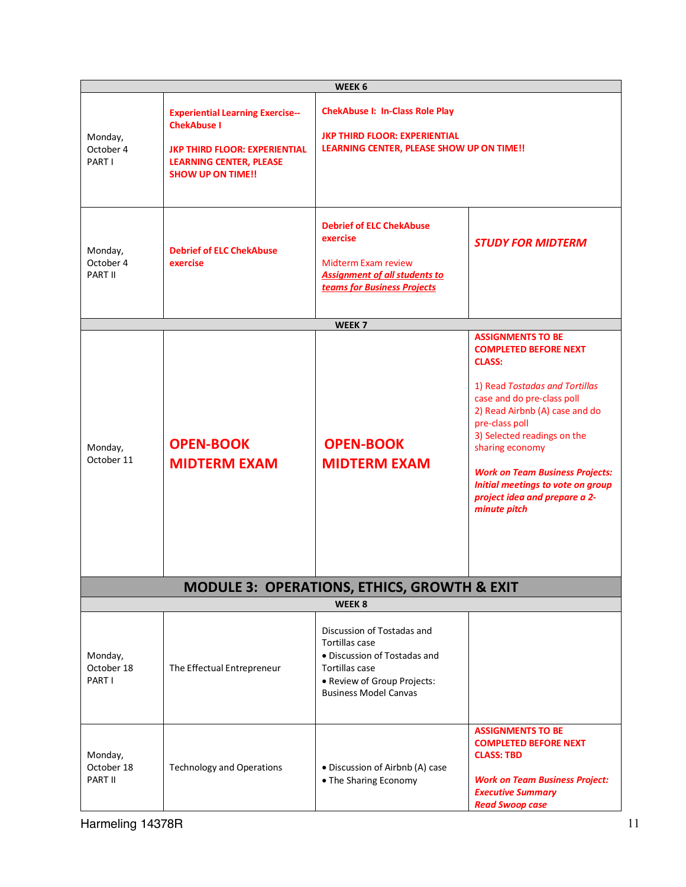| | | | |
|---|---|---|---|
| **WEEK 6** | | | |
| Monday, October 4 PART I | **Experiential Learning Exercise-- ChekAbuse I**<br><br>**JKP THIRD FLOOR: EXPERIENTIAL LEARNING CENTER, PLEASE SHOW UP ON TIME!!** | **ChekAbuse I: In-Class Role Play**<br><br>**JKP THIRD FLOOR: EXPERIENTIAL LEARNING CENTER, PLEASE SHOW UP ON TIME!!** | |
| Monday, October 4 PART II | **Debrief of ELC ChekAbuse exercise** | **Debrief of ELC ChekAbuse exercise**<br><br>Midterm Exam review<br>***Assignment of all students to teams for Business Projects*** | ***STUDY FOR MIDTERM*** |
| **WEEK 7** | | | |
| Monday, October 11 | **OPEN-BOOK MIDTERM EXAM** | **OPEN-BOOK MIDTERM EXAM** | **ASSIGNMENTS TO BE COMPLETED BEFORE NEXT CLASS:**<br><br>1) Read *Tostadas and Tortillas* case and do pre-class poll<br>2) Read Airbnb (A) case and do pre-class poll<br>3) Selected readings on the sharing economy<br><br>***Work on Team Business Projects: Initial meetings to vote on group project idea and prepare a 2-minute pitch*** |
| **MODULE 3: OPERATIONS, ETHICS, GROWTH & EXIT** | | | |
| **WEEK 8** | | | |
| Monday, October 18 PART I | The Effectual Entrepreneur | Discussion of Tostadas and Tortillas case<br>• Discussion of Tostadas and Tortillas case<br>• Review of Group Projects: Business Model Canvas | |
| Monday, October 18 PART II | Technology and Operations | • Discussion of Airbnb (A) case<br>• The Sharing Economy | **ASSIGNMENTS TO BE COMPLETED BEFORE NEXT CLASS: TBD**<br><br>***Work on Team Business Project: Executive Summary***<br>***Read Swoop case*** |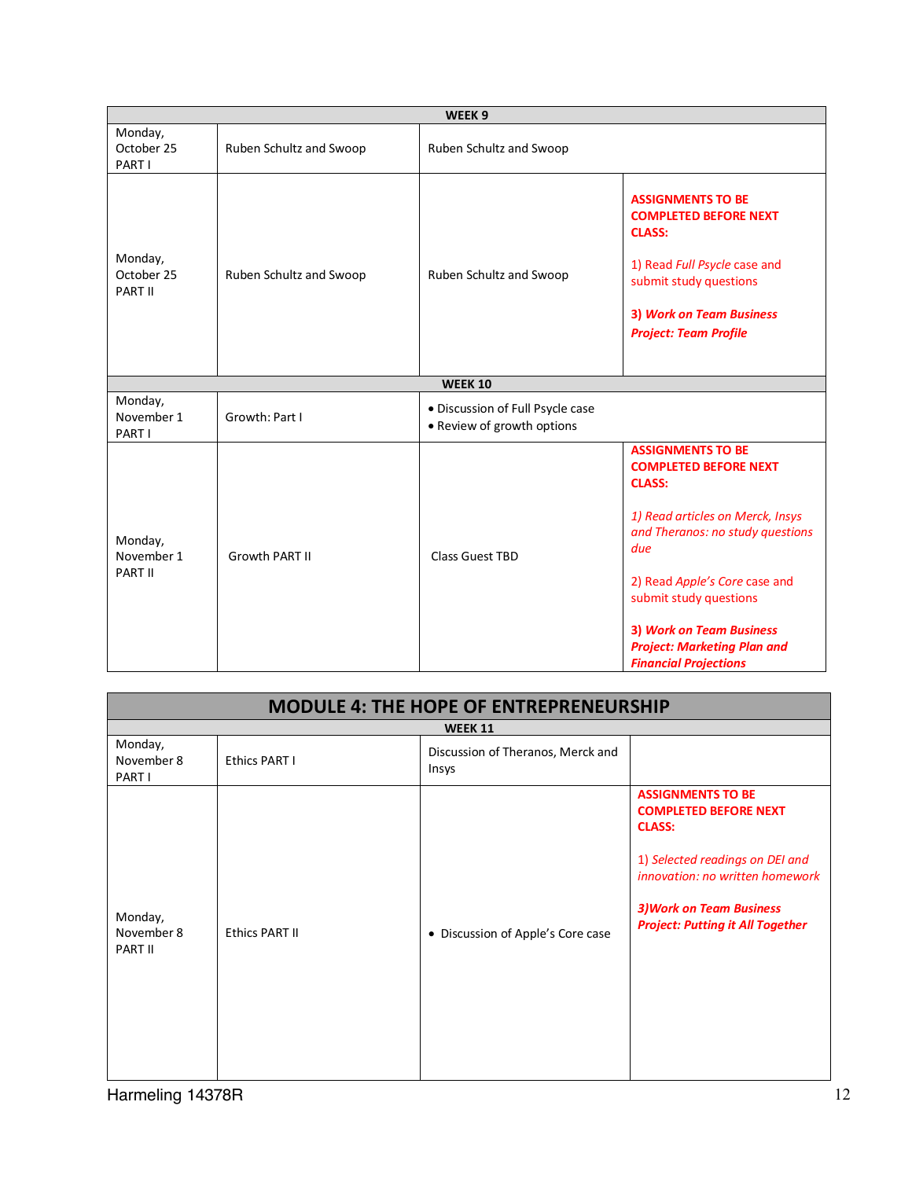| WEEK 9 | | | |
|---|---|---|---|
| Monday, October 25 PART I | Ruben Schultz and Swoop | Ruben Schultz and Swoop | |
| Monday, October 25 PART II | Ruben Schultz and Swoop | Ruben Schultz and Swoop | **ASSIGNMENTS TO BE COMPLETED BEFORE NEXT CLASS:**<br><br>1) Read *Full Psycle* case and submit study questions<br><br>***3) Work on Team Business Project: Team Profile*** |
| **WEEK 10** | | | |
| Monday, November 1 PART I | Growth: Part I | • Discussion of Full Psycle case<br>• Review of growth options | |
| Monday, November 1 PART II | Growth PART II | Class Guest TBD | **ASSIGNMENTS TO BE COMPLETED BEFORE NEXT CLASS:**<br><br>*1) Read articles on Merck, Insys and Theranos: no study questions due*<br><br>2) Read *Apple's Core* case and submit study questions<br><br>***3) Work on Team Business Project: Marketing Plan and Financial Projections*** |

## MODULE 4: THE HOPE OF ENTREPRENEURSHIP

| WEEK 11 | | | |
|---|---|---|---|
| Monday, November 8 PART I | Ethics PART I | Discussion of Theranos, Merck and Insys | |
| Monday, November 8 PART II | Ethics PART II | • Discussion of Apple's Core case | **ASSIGNMENTS TO BE COMPLETED BEFORE NEXT CLASS:**<br><br>*1) Selected readings on DEI and innovation: no written homework*<br><br>***3)Work on Team Business Project: Putting it All Together*** |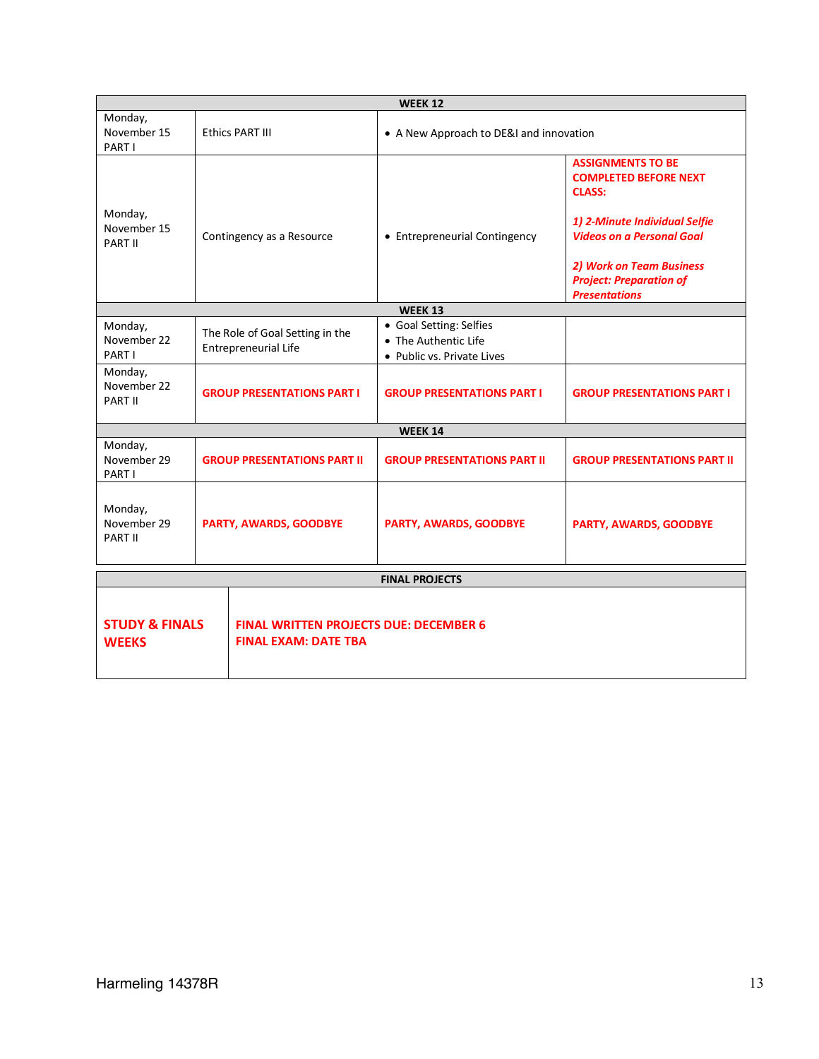| WEEK 12 | | | |
|---|---|---|---|
| Monday, November 15 PART I | Ethics PART III | • A New Approach to DE&I and innovation | |
| Monday, November 15 PART II | Contingency as a Resource | • Entrepreneurial Contingency | **ASSIGNMENTS TO BE COMPLETED BEFORE NEXT CLASS:** ***1) 2-Minute Individual Selfie Videos on a Personal Goal*** ***2) Work on Team Business Project: Preparation of Presentations*** |
| **WEEK 13** | | | |
| Monday, November 22 PART I | The Role of Goal Setting in the Entrepreneurial Life | • Goal Setting: Selfies<br>• The Authentic Life<br>• Public vs. Private Lives | |
| Monday, November 22 PART II | **GROUP PRESENTATIONS PART I** | **GROUP PRESENTATIONS PART I** | **GROUP PRESENTATIONS PART I** |
| **WEEK 14** | | | |
| Monday, November 29 PART I | **GROUP PRESENTATIONS PART II** | **GROUP PRESENTATIONS PART II** | **GROUP PRESENTATIONS PART II** |
| Monday, November 29 PART II | **PARTY, AWARDS, GOODBYE** | **PARTY, AWARDS, GOODBYE** | **PARTY, AWARDS, GOODBYE** |

| FINAL PROJECTS | |
|---|---|
| **STUDY & FINALS WEEKS** | **FINAL WRITTEN PROJECTS DUE: DECEMBER 6**<br>**FINAL EXAM: DATE TBA** |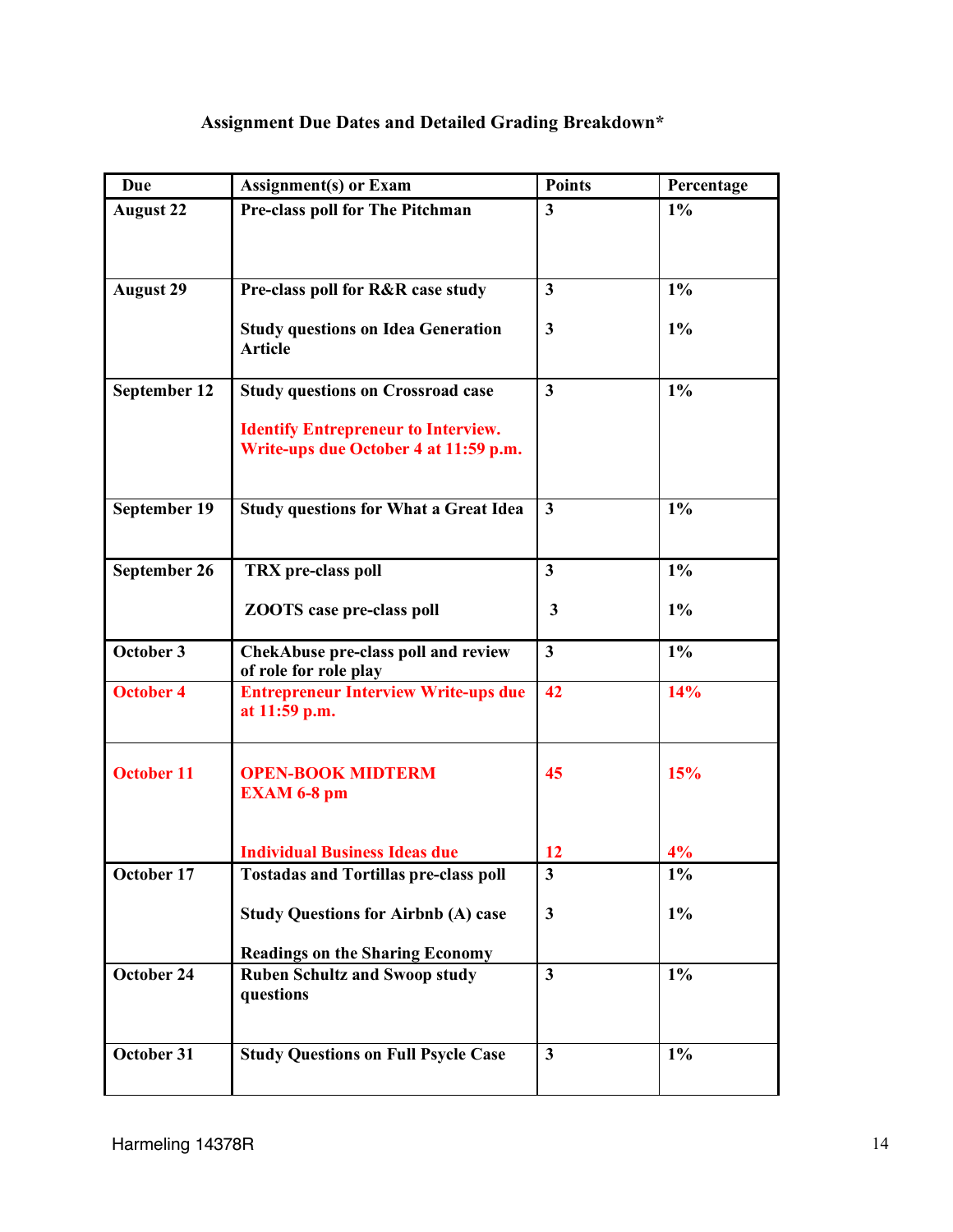### Assignment Due Dates and Detailed Grading Breakdown*

| Due | Assignment(s) or Exam | Points | Percentage |
|---|---|---|---|
| **August 22** | **Pre-class poll for The Pitchman** | **3** | **1%** |
| **August 29** | **Pre-class poll for R&R case study**<br><br>**Study questions on Idea Generation Article** | **3**<br><br>**3** | **1%**<br><br>**1%** |
| **September 12** | **Study questions on Crossroad case**<br><br>**Identify Entrepreneur to Interview. Write-ups due October 4 at 11:59 p.m.** | **3** | **1%** |
| **September 19** | **Study questions for What a Great Idea** | **3** | **1%** |
| **September 26** | **TRX pre-class poll**<br><br>**ZOOTS case pre-class poll** | **3**<br><br>**3** | **1%**<br><br>**1%** |
| **October 3** | **ChekAbuse pre-class poll and review of role for role play** | **3** | **1%** |
| **October 4** | **Entrepreneur Interview Write-ups due at 11:59 p.m.** | **42** | **14%** |
| **October 11** | **OPEN-BOOK MIDTERM EXAM 6-8 pm**<br><br>**Individual Business Ideas due** | **45**<br><br>**12** | **15%**<br><br>**4%** |
| **October 17** | **Tostadas and Tortillas pre-class poll**<br><br>**Study Questions for Airbnb (A) case**<br><br>**Readings on the Sharing Economy** | **3**<br><br>**3** | **1%**<br><br>**1%** |
| **October 24** | **Ruben Schultz and Swoop study questions** | **3** | **1%** |
| **October 31** | **Study Questions on Full Psycle Case** | **3** | **1%** |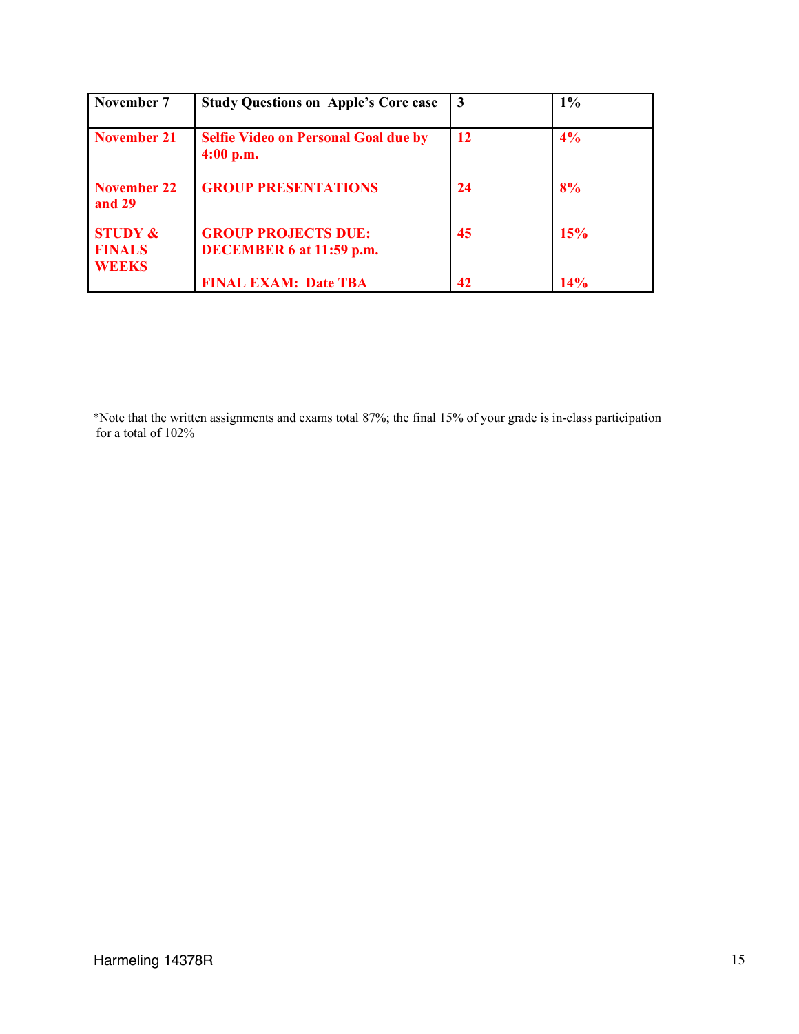| November 7 | Study Questions on Apple's Core case | 3 | 1% |
|---|---|---|---|
| **November 21** | **Selfie Video on Personal Goal due by 4:00 p.m.** | **12** | **4%** |
| **November 22 and 29** | **GROUP PRESENTATIONS** | **24** | **8%** |
| **STUDY & FINALS WEEKS** | **GROUP PROJECTS DUE: DECEMBER 6 at 11:59 p.m.**<br><br>**FINAL EXAM: Date TBA** | **45**<br><br>**42** | **15%**<br><br>**14%** |

*Note that the written assignments and exams total 87%; the final 15% of your grade is in-class participation for a total of 102%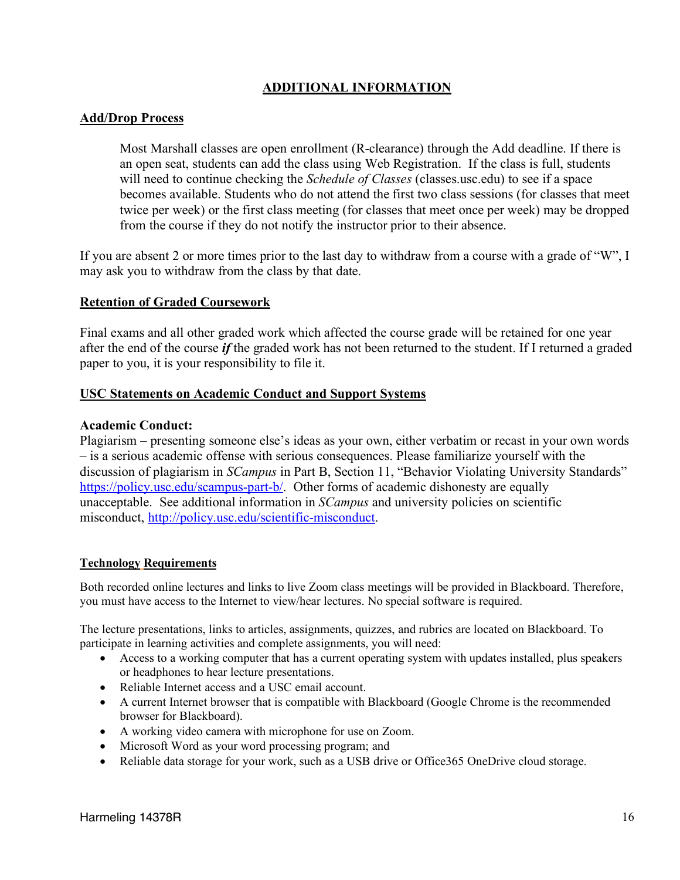## **ADDITIONAL INFORMATION**

### **Add/Drop Process**

> Most Marshall classes are open enrollment (R-clearance) through the Add deadline. If there is an open seat, students can add the class using Web Registration. If the class is full, students will need to continue checking the *Schedule of Classes* (classes.usc.edu) to see if a space becomes available. Students who do not attend the first two class sessions (for classes that meet twice per week) or the first class meeting (for classes that meet once per week) may be dropped from the course if they do not notify the instructor prior to their absence.

If you are absent 2 or more times prior to the last day to withdraw from a course with a grade of "W", I may ask you to withdraw from the class by that date.

### **Retention of Graded Coursework**

Final exams and all other graded work which affected the course grade will be retained for one year after the end of the course ***if*** the graded work has not been returned to the student. If I returned a graded paper to you, it is your responsibility to file it.

### **USC Statements on Academic Conduct and Support Systems**

**Academic Conduct:**
Plagiarism – presenting someone else's ideas as your own, either verbatim or recast in your own words – is a serious academic offense with serious consequences. Please familiarize yourself with the discussion of plagiarism in *SCampus* in Part B, Section 11, "Behavior Violating University Standards" https://policy.usc.edu/scampus-part-b/. Other forms of academic dishonesty are equally unacceptable. See additional information in *SCampus* and university policies on scientific misconduct, http://policy.usc.edu/scientific-misconduct.

### **Technology Requirements**

Both recorded online lectures and links to live Zoom class meetings will be provided in Blackboard. Therefore, you must have access to the Internet to view/hear lectures. No special software is required.

The lecture presentations, links to articles, assignments, quizzes, and rubrics are located on Blackboard. To participate in learning activities and complete assignments, you will need:

- Access to a working computer that has a current operating system with updates installed, plus speakers or headphones to hear lecture presentations.
- Reliable Internet access and a USC email account.
- A current Internet browser that is compatible with Blackboard (Google Chrome is the recommended browser for Blackboard).
- A working video camera with microphone for use on Zoom.
- Microsoft Word as your word processing program; and
- Reliable data storage for your work, such as a USB drive or Office365 OneDrive cloud storage.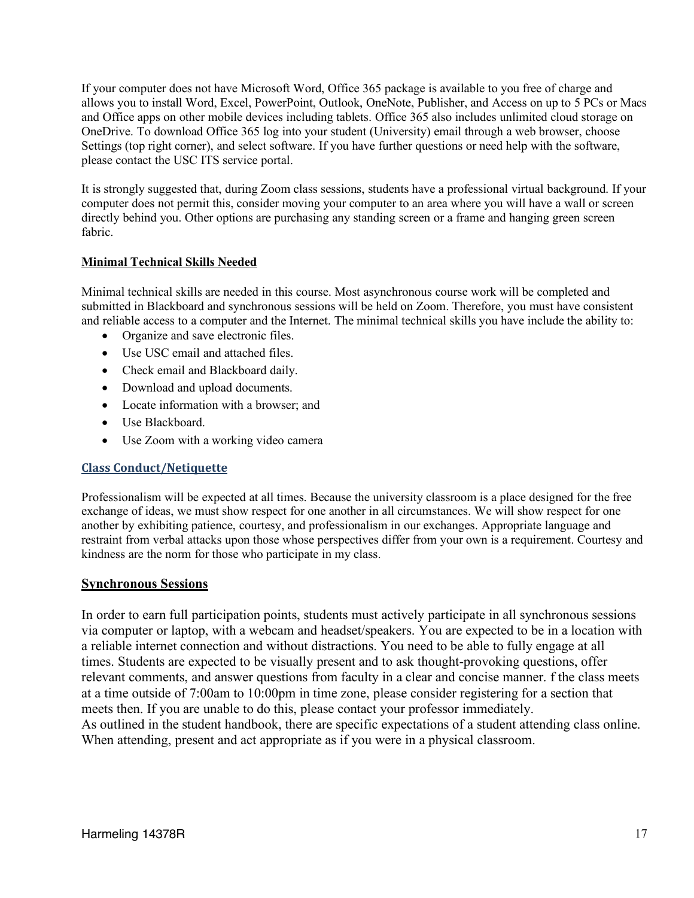If your computer does not have Microsoft Word, Office 365 package is available to you free of charge and allows you to install Word, Excel, PowerPoint, Outlook, OneNote, Publisher, and Access on up to 5 PCs or Macs and Office apps on other mobile devices including tablets. Office 365 also includes unlimited cloud storage on OneDrive. To download Office 365 log into your student (University) email through a web browser, choose Settings (top right corner), and select software. If you have further questions or need help with the software, please contact the USC ITS service portal.

It is strongly suggested that, during Zoom class sessions, students have a professional virtual background. If your computer does not permit this, consider moving your computer to an area where you will have a wall or screen directly behind you. Other options are purchasing any standing screen or a frame and hanging green screen fabric.

**Minimal Technical Skills Needed**

Minimal technical skills are needed in this course. Most asynchronous course work will be completed and submitted in Blackboard and synchronous sessions will be held on Zoom. Therefore, you must have consistent and reliable access to a computer and the Internet. The minimal technical skills you have include the ability to:

- Organize and save electronic files.
- Use USC email and attached files.
- Check email and Blackboard daily.
- Download and upload documents.
- Locate information with a browser; and
- Use Blackboard.
- Use Zoom with a working video camera

**Class Conduct/Netiquette**

Professionalism will be expected at all times. Because the university classroom is a place designed for the free exchange of ideas, we must show respect for one another in all circumstances. We will show respect for one another by exhibiting patience, courtesy, and professionalism in our exchanges. Appropriate language and restraint from verbal attacks upon those whose perspectives differ from your own is a requirement. Courtesy and kindness are the norm for those who participate in my class.

**Synchronous Sessions**

In order to earn full participation points, students must actively participate in all synchronous sessions via computer or laptop, with a webcam and headset/speakers. You are expected to be in a location with a reliable internet connection and without distractions. You need to be able to fully engage at all times. Students are expected to be visually present and to ask thought-provoking questions, offer relevant comments, and answer questions from faculty in a clear and concise manner. f the class meets at a time outside of 7:00am to 10:00pm in time zone, please consider registering for a section that meets then. If you are unable to do this, please contact your professor immediately.
As outlined in the student handbook, there are specific expectations of a student attending class online. When attending, present and act appropriate as if you were in a physical classroom.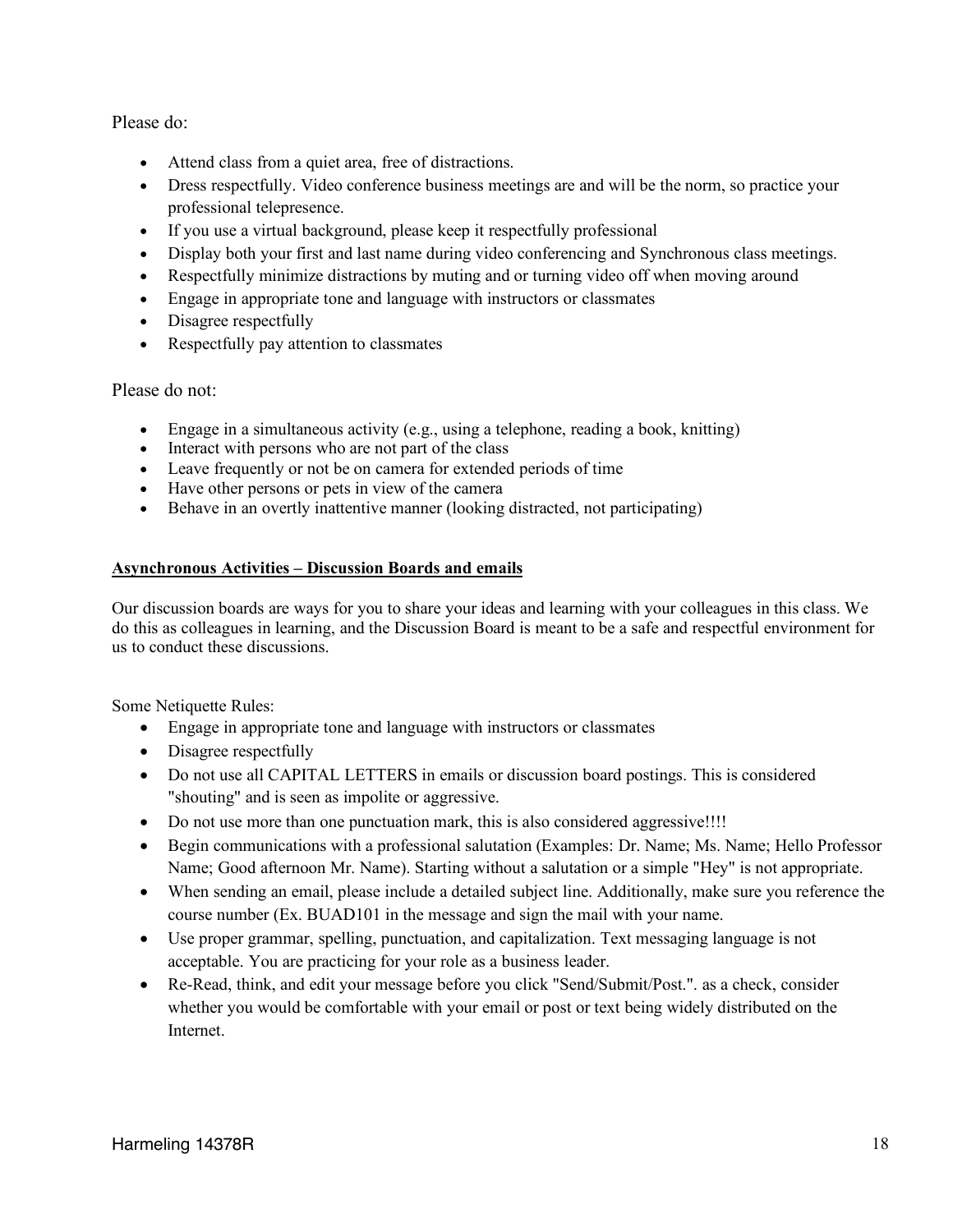Please do:

- Attend class from a quiet area, free of distractions.
- Dress respectfully. Video conference business meetings are and will be the norm, so practice your professional telepresence.
- If you use a virtual background, please keep it respectfully professional
- Display both your first and last name during video conferencing and Synchronous class meetings.
- Respectfully minimize distractions by muting and or turning video off when moving around
- Engage in appropriate tone and language with instructors or classmates
- Disagree respectfully
- Respectfully pay attention to classmates

Please do not:

- Engage in a simultaneous activity (e.g., using a telephone, reading a book, knitting)
- Interact with persons who are not part of the class
- Leave frequently or not be on camera for extended periods of time
- Have other persons or pets in view of the camera
- Behave in an overtly inattentive manner (looking distracted, not participating)

**<u>Asynchronous Activities – Discussion Boards and emails</u>**

Our discussion boards are ways for you to share your ideas and learning with your colleagues in this class. We do this as colleagues in learning, and the Discussion Board is meant to be a safe and respectful environment for us to conduct these discussions.

Some Netiquette Rules:

- Engage in appropriate tone and language with instructors or classmates
- Disagree respectfully
- Do not use all CAPITAL LETTERS in emails or discussion board postings. This is considered "shouting" and is seen as impolite or aggressive.
- Do not use more than one punctuation mark, this is also considered aggressive!!!!
- Begin communications with a professional salutation (Examples: Dr. Name; Ms. Name; Hello Professor Name; Good afternoon Mr. Name). Starting without a salutation or a simple "Hey" is not appropriate.
- When sending an email, please include a detailed subject line. Additionally, make sure you reference the course number (Ex. BUAD101 in the message and sign the mail with your name.
- Use proper grammar, spelling, punctuation, and capitalization. Text messaging language is not acceptable. You are practicing for your role as a business leader.
- Re-Read, think, and edit your message before you click "Send/Submit/Post.". as a check, consider whether you would be comfortable with your email or post or text being widely distributed on the Internet.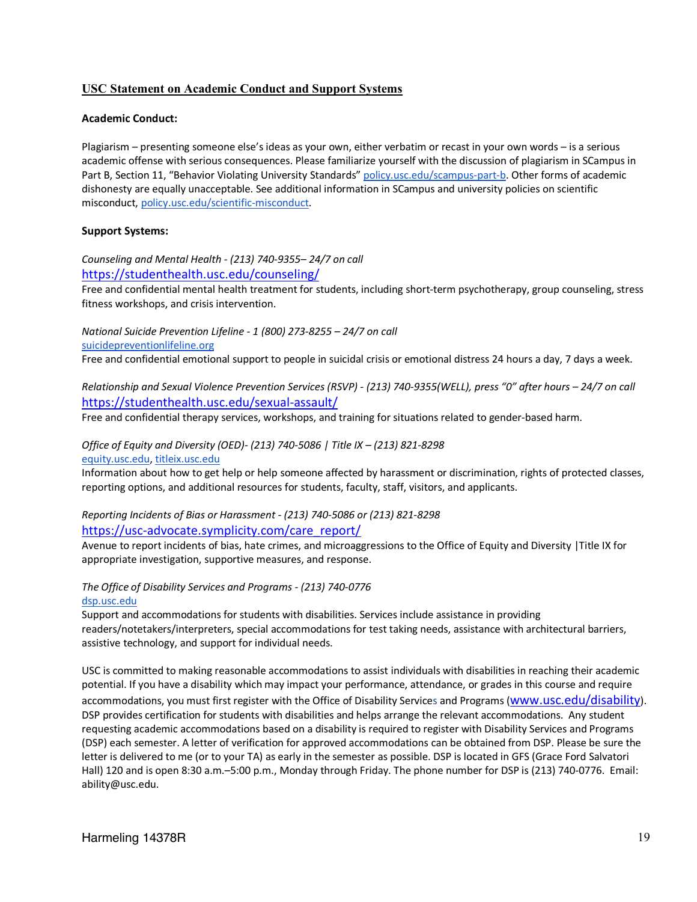## USC Statement on Academic Conduct and Support Systems

**Academic Conduct:**

Plagiarism – presenting someone else's ideas as your own, either verbatim or recast in your own words – is a serious academic offense with serious consequences. Please familiarize yourself with the discussion of plagiarism in SCampus in Part B, Section 11, "Behavior Violating University Standards" policy.usc.edu/scampus-part-b. Other forms of academic dishonesty are equally unacceptable. See additional information in SCampus and university policies on scientific misconduct, policy.usc.edu/scientific-misconduct.

**Support Systems:**

*Counseling and Mental Health - (213) 740-9355– 24/7 on call*
https://studenthealth.usc.edu/counseling/
Free and confidential mental health treatment for students, including short-term psychotherapy, group counseling, stress fitness workshops, and crisis intervention.

*National Suicide Prevention Lifeline - 1 (800) 273-8255 – 24/7 on call*
suicidepreventionlifeline.org
Free and confidential emotional support to people in suicidal crisis or emotional distress 24 hours a day, 7 days a week.

*Relationship and Sexual Violence Prevention Services (RSVP) - (213) 740-9355(WELL), press "0" after hours – 24/7 on call*
https://studenthealth.usc.edu/sexual-assault/
Free and confidential therapy services, workshops, and training for situations related to gender-based harm.

*Office of Equity and Diversity (OED)- (213) 740-5086 | Title IX – (213) 821-8298*
equity.usc.edu, titleix.usc.edu
Information about how to get help or help someone affected by harassment or discrimination, rights of protected classes, reporting options, and additional resources for students, faculty, staff, visitors, and applicants.

*Reporting Incidents of Bias or Harassment - (213) 740-5086 or (213) 821-8298*
https://usc-advocate.symplicity.com/care_report/
Avenue to report incidents of bias, hate crimes, and microaggressions to the Office of Equity and Diversity |Title IX for appropriate investigation, supportive measures, and response.

*The Office of Disability Services and Programs - (213) 740-0776*
dsp.usc.edu
Support and accommodations for students with disabilities. Services include assistance in providing readers/notetakers/interpreters, special accommodations for test taking needs, assistance with architectural barriers, assistive technology, and support for individual needs.

USC is committed to making reasonable accommodations to assist individuals with disabilities in reaching their academic potential. If you have a disability which may impact your performance, attendance, or grades in this course and require accommodations, you must first register with the Office of Disability Services and Programs (www.usc.edu/disability). DSP provides certification for students with disabilities and helps arrange the relevant accommodations. Any student requesting academic accommodations based on a disability is required to register with Disability Services and Programs (DSP) each semester. A letter of verification for approved accommodations can be obtained from DSP. Please be sure the letter is delivered to me (or to your TA) as early in the semester as possible. DSP is located in GFS (Grace Ford Salvatori Hall) 120 and is open 8:30 a.m.–5:00 p.m., Monday through Friday. The phone number for DSP is (213) 740-0776. Email: ability@usc.edu.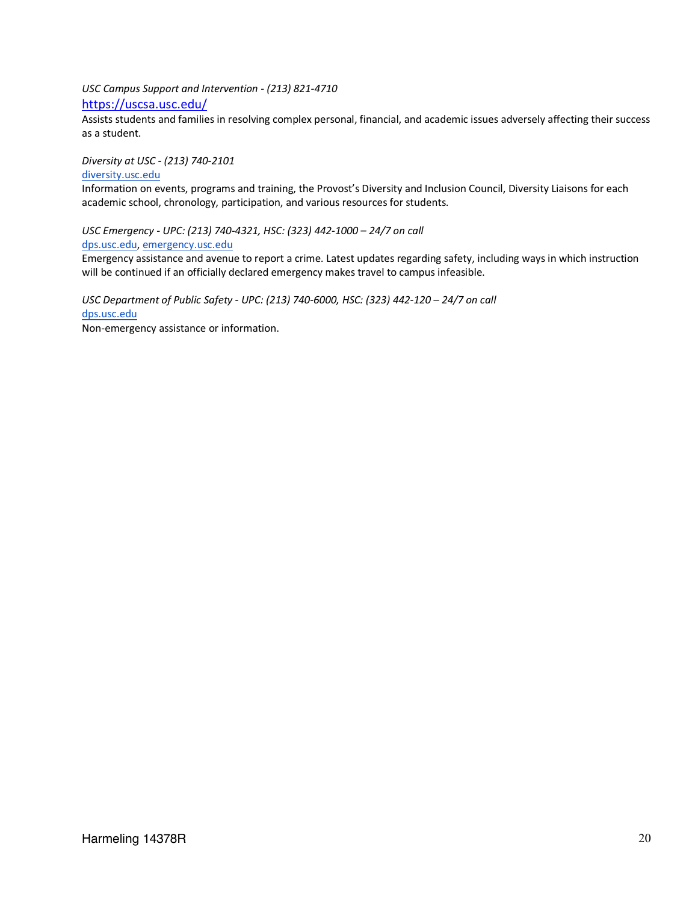*USC Campus Support and Intervention - (213) 821-4710*

https://uscsa.usc.edu/

Assists students and families in resolving complex personal, financial, and academic issues adversely affecting their success as a student.

*Diversity at USC - (213) 740-2101*

diversity.usc.edu

Information on events, programs and training, the Provost's Diversity and Inclusion Council, Diversity Liaisons for each academic school, chronology, participation, and various resources for students.

*USC Emergency - UPC: (213) 740-4321, HSC: (323) 442-1000 – 24/7 on call*

dps.usc.edu, emergency.usc.edu

Emergency assistance and avenue to report a crime. Latest updates regarding safety, including ways in which instruction will be continued if an officially declared emergency makes travel to campus infeasible.

*USC Department of Public Safety - UPC: (213) 740-6000, HSC: (323) 442-120 – 24/7 on call*

dps.usc.edu

Non-emergency assistance or information.